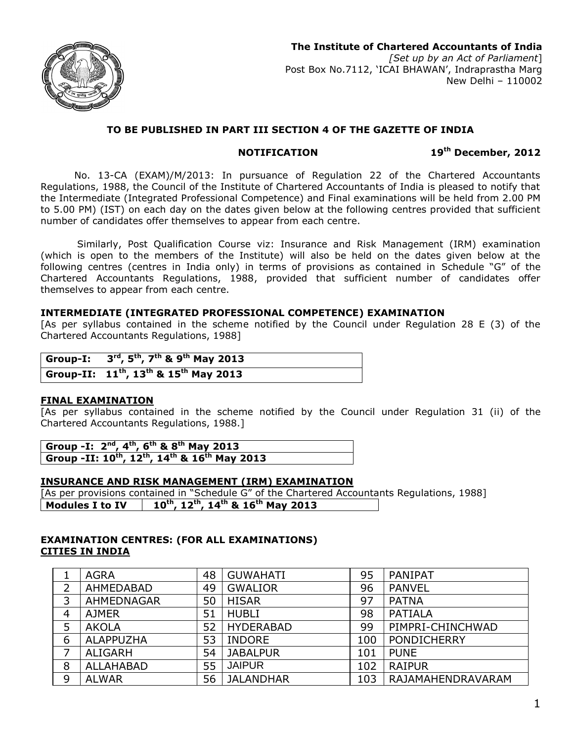**The Institute of Chartered Accountants of India**
*[Set up by an Act of Parliament*]
Post Box No.7112, 'ICAI BHAWAN', Indraprastha Marg
New Delhi – 110002

**TO BE PUBLISHED IN PART III SECTION 4 OF THE GAZETTE OF INDIA**

**NOTIFICATION** **19th December, 2012**

No. 13-CA (EXAM)/M/2013: In pursuance of Regulation 22 of the Chartered Accountants Regulations, 1988, the Council of the Institute of Chartered Accountants of India is pleased to notify that the Intermediate (Integrated Professional Competence) and Final examinations will be held from 2.00 PM to 5.00 PM) (IST) on each day on the dates given below at the following centres provided that sufficient number of candidates offer themselves to appear from each centre.

Similarly, Post Qualification Course viz: Insurance and Risk Management (IRM) examination (which is open to the members of the Institute) will also be held on the dates given below at the following centres (centres in India only) in terms of provisions as contained in Schedule "G" of the Chartered Accountants Regulations, 1988, provided that sufficient number of candidates offer themselves to appear from each centre.

### INTERMEDIATE (INTEGRATED PROFESSIONAL COMPETENCE) EXAMINATION

[As per syllabus contained in the scheme notified by the Council under Regulation 28 E (3) of the Chartered Accountants Regulations, 1988]

| | |
|---|---|
| **Group-I:** | **3rd, 5th, 7th & 9th May 2013** |
| **Group-II:** | **11th, 13th & 15th May 2013** |

### FINAL EXAMINATION

[As per syllabus contained in the scheme notified by the Council under Regulation 31 (ii) of the Chartered Accountants Regulations, 1988.]

| | |
|---|---|
| **Group -I:** | **2nd, 4th, 6th & 8th May 2013** |
| **Group -II:** | **10th, 12th, 14th & 16th May 2013** |

### INSURANCE AND RISK MANAGEMENT (IRM) EXAMINATION

[As per provisions contained in "Schedule G" of the Chartered Accountants Regulations, 1988]

| | |
|---|---|
| **Modules I to IV** | **10th, 12th, 14th & 16th May 2013** |

### EXAMINATION CENTRES: (FOR ALL EXAMINATIONS)

### CITIES IN INDIA

| | | | | | |
|---|---|---|---|---|---|
| 1 | AGRA | 48 | GUWAHATI | 95 | PANIPAT |
| 2 | AHMEDABAD | 49 | GWALIOR | 96 | PANVEL |
| 3 | AHMEDNAGAR | 50 | HISAR | 97 | PATNA |
| 4 | AJMER | 51 | HUBLI | 98 | PATIALA |
| 5 | AKOLA | 52 | HYDERABAD | 99 | PIMPRI-CHINCHWAD |
| 6 | ALAPPUZHA | 53 | INDORE | 100 | PONDICHERRY |
| 7 | ALIGARH | 54 | JABALPUR | 101 | PUNE |
| 8 | ALLAHABAD | 55 | JAIPUR | 102 | RAIPUR |
| 9 | ALWAR | 56 | JALANDHAR | 103 | RAJAMAHENDRAVARAM |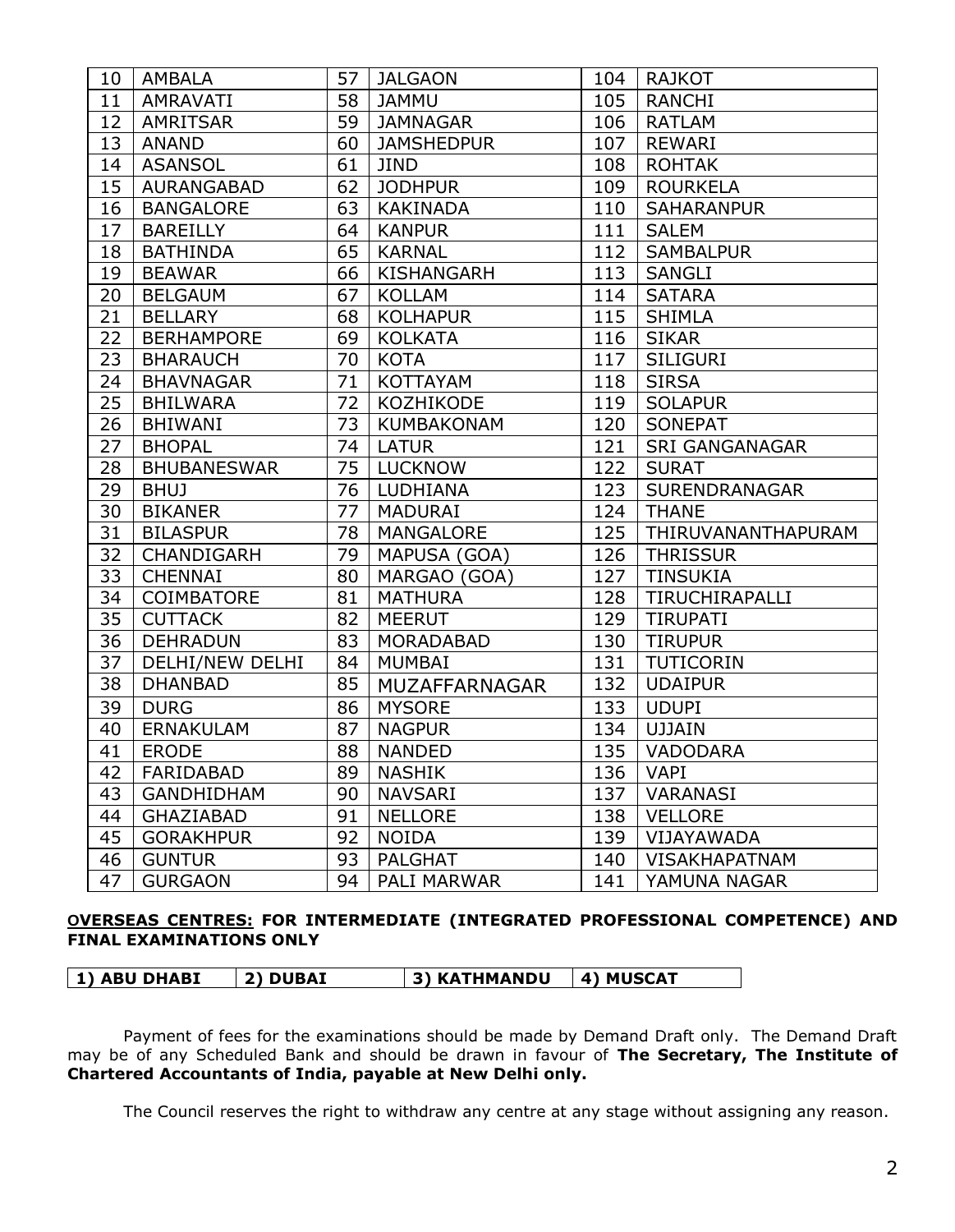| 10 | AMBALA | 57 | JALGAON | 104 | RAJKOT |
|---|---|---|---|---|---|
| 11 | AMRAVATI | 58 | JAMMU | 105 | RANCHI |
| 12 | AMRITSAR | 59 | JAMNAGAR | 106 | RATLAM |
| 13 | ANAND | 60 | JAMSHEDPUR | 107 | REWARI |
| 14 | ASANSOL | 61 | JIND | 108 | ROHTAK |
| 15 | AURANGABAD | 62 | JODHPUR | 109 | ROURKELA |
| 16 | BANGALORE | 63 | KAKINADA | 110 | SAHARANPUR |
| 17 | BAREILLY | 64 | KANPUR | 111 | SALEM |
| 18 | BATHINDA | 65 | KARNAL | 112 | SAMBALPUR |
| 19 | BEAWAR | 66 | KISHANGARH | 113 | SANGLI |
| 20 | BELGAUM | 67 | KOLLAM | 114 | SATARA |
| 21 | BELLARY | 68 | KOLHAPUR | 115 | SHIMLA |
| 22 | BERHAMPORE | 69 | KOLKATA | 116 | SIKAR |
| 23 | BHARAUCH | 70 | KOTA | 117 | SILIGURI |
| 24 | BHAVNAGAR | 71 | KOTTAYAM | 118 | SIRSA |
| 25 | BHILWARA | 72 | KOZHIKODE | 119 | SOLAPUR |
| 26 | BHIWANI | 73 | KUMBAKONAM | 120 | SONEPAT |
| 27 | BHOPAL | 74 | LATUR | 121 | SRI GANGANAGAR |
| 28 | BHUBANESWAR | 75 | LUCKNOW | 122 | SURAT |
| 29 | BHUJ | 76 | LUDHIANA | 123 | SURENDRANAGAR |
| 30 | BIKANER | 77 | MADURAI | 124 | THANE |
| 31 | BILASPUR | 78 | MANGALORE | 125 | THIRUVANANTHAPURAM |
| 32 | CHANDIGARH | 79 | MAPUSA (GOA) | 126 | THRISSUR |
| 33 | CHENNAI | 80 | MARGAO (GOA) | 127 | TINSUKIA |
| 34 | COIMBATORE | 81 | MATHURA | 128 | TIRUCHIRAPALLI |
| 35 | CUTTACK | 82 | MEERUT | 129 | TIRUPATI |
| 36 | DEHRADUN | 83 | MORADABAD | 130 | TIRUPUR |
| 37 | DELHI/NEW DELHI | 84 | MUMBAI | 131 | TUTICORIN |
| 38 | DHANBAD | 85 | MUZAFFARNAGAR | 132 | UDAIPUR |
| 39 | DURG | 86 | MYSORE | 133 | UDUPI |
| 40 | ERNAKULAM | 87 | NAGPUR | 134 | UJJAIN |
| 41 | ERODE | 88 | NANDED | 135 | VADODARA |
| 42 | FARIDABAD | 89 | NASHIK | 136 | VAPI |
| 43 | GANDHIDHAM | 90 | NAVSARI | 137 | VARANASI |
| 44 | GHAZIABAD | 91 | NELLORE | 138 | VELLORE |
| 45 | GORAKHPUR | 92 | NOIDA | 139 | VIJAYAWADA |
| 46 | GUNTUR | 93 | PALGHAT | 140 | VISAKHAPATNAM |
| 47 | GURGAON | 94 | PALI MARWAR | 141 | YAMUNA NAGAR |

**OVERSEAS CENTRES: FOR INTERMEDIATE (INTEGRATED PROFESSIONAL COMPETENCE) AND FINAL EXAMINATIONS ONLY**

| 1) ABU DHABI | 2) DUBAI | 3) KATHMANDU | 4) MUSCAT |
|---|---|---|---|

Payment of fees for the examinations should be made by Demand Draft only. The Demand Draft may be of any Scheduled Bank and should be drawn in favour of **The Secretary, The Institute of Chartered Accountants of India, payable at New Delhi only.**

The Council reserves the right to withdraw any centre at any stage without assigning any reason.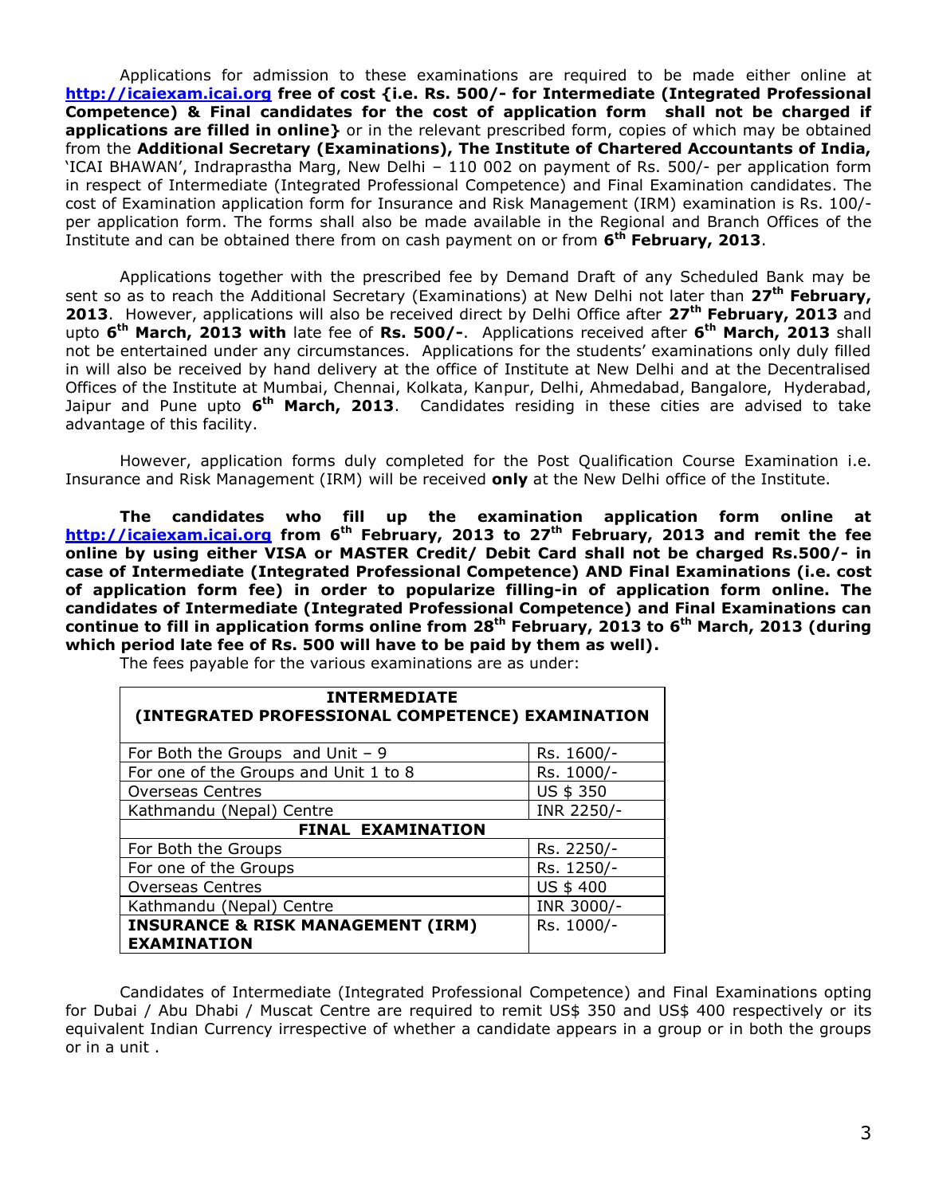Applications for admission to these examinations are required to be made either online at **http://icaiexam.icai.org** **free of cost {i.e. Rs. 500/- for Intermediate (Integrated Professional Competence) & Final candidates for the cost of application form shall not be charged if applications are filled in online}** or in the relevant prescribed form, copies of which may be obtained from the **Additional Secretary (Examinations), The Institute of Chartered Accountants of India,** 'ICAI BHAWAN', Indraprastha Marg, New Delhi – 110 002 on payment of Rs. 500/- per application form in respect of Intermediate (Integrated Professional Competence) and Final Examination candidates. The cost of Examination application form for Insurance and Risk Management (IRM) examination is Rs. 100/- per application form. The forms shall also be made available in the Regional and Branch Offices of the Institute and can be obtained there from on cash payment on or from **6th February, 2013**.

Applications together with the prescribed fee by Demand Draft of any Scheduled Bank may be sent so as to reach the Additional Secretary (Examinations) at New Delhi not later than **27th February, 2013**. However, applications will also be received direct by Delhi Office after **27th February, 2013** and upto **6th March, 2013 with** late fee of **Rs. 500/-**. Applications received after **6th March, 2013** shall not be entertained under any circumstances. Applications for the students' examinations only duly filled in will also be received by hand delivery at the office of Institute at New Delhi and at the Decentralised Offices of the Institute at Mumbai, Chennai, Kolkata, Kanpur, Delhi, Ahmedabad, Bangalore, Hyderabad, Jaipur and Pune upto **6th March, 2013**. Candidates residing in these cities are advised to take advantage of this facility.

However, application forms duly completed for the Post Qualification Course Examination i.e. Insurance and Risk Management (IRM) will be received **only** at the New Delhi office of the Institute.

**The candidates who fill up the examination application form online at http://icaiexam.icai.org from 6th February, 2013 to 27th February, 2013 and remit the fee online by using either VISA or MASTER Credit/ Debit Card shall not be charged Rs.500/- in case of Intermediate (Integrated Professional Competence) AND Final Examinations (i.e. cost of application form fee) in order to popularize filling-in of application form online. The candidates of Intermediate (Integrated Professional Competence) and Final Examinations can continue to fill in application forms online from 28th February, 2013 to 6th March, 2013 (during which period late fee of Rs. 500 will have to be paid by them as well).**

The fees payable for the various examinations are as under:

| **INTERMEDIATE (INTEGRATED PROFESSIONAL COMPETENCE) EXAMINATION** | |
|---|---|
| For Both the Groups and Unit – 9 | Rs. 1600/- |
| For one of the Groups and Unit 1 to 8 | Rs. 1000/- |
| Overseas Centres | US $ 350 |
| Kathmandu (Nepal) Centre | INR 2250/- |
| **FINAL EXAMINATION** | |
| For Both the Groups | Rs. 2250/- |
| For one of the Groups | Rs. 1250/- |
| Overseas Centres | US $ 400 |
| Kathmandu (Nepal) Centre | INR 3000/- |
| **INSURANCE & RISK MANAGEMENT (IRM) EXAMINATION** | Rs. 1000/- |

Candidates of Intermediate (Integrated Professional Competence) and Final Examinations opting for Dubai / Abu Dhabi / Muscat Centre are required to remit US$ 350 and US$ 400 respectively or its equivalent Indian Currency irrespective of whether a candidate appears in a group or in both the groups or in a unit .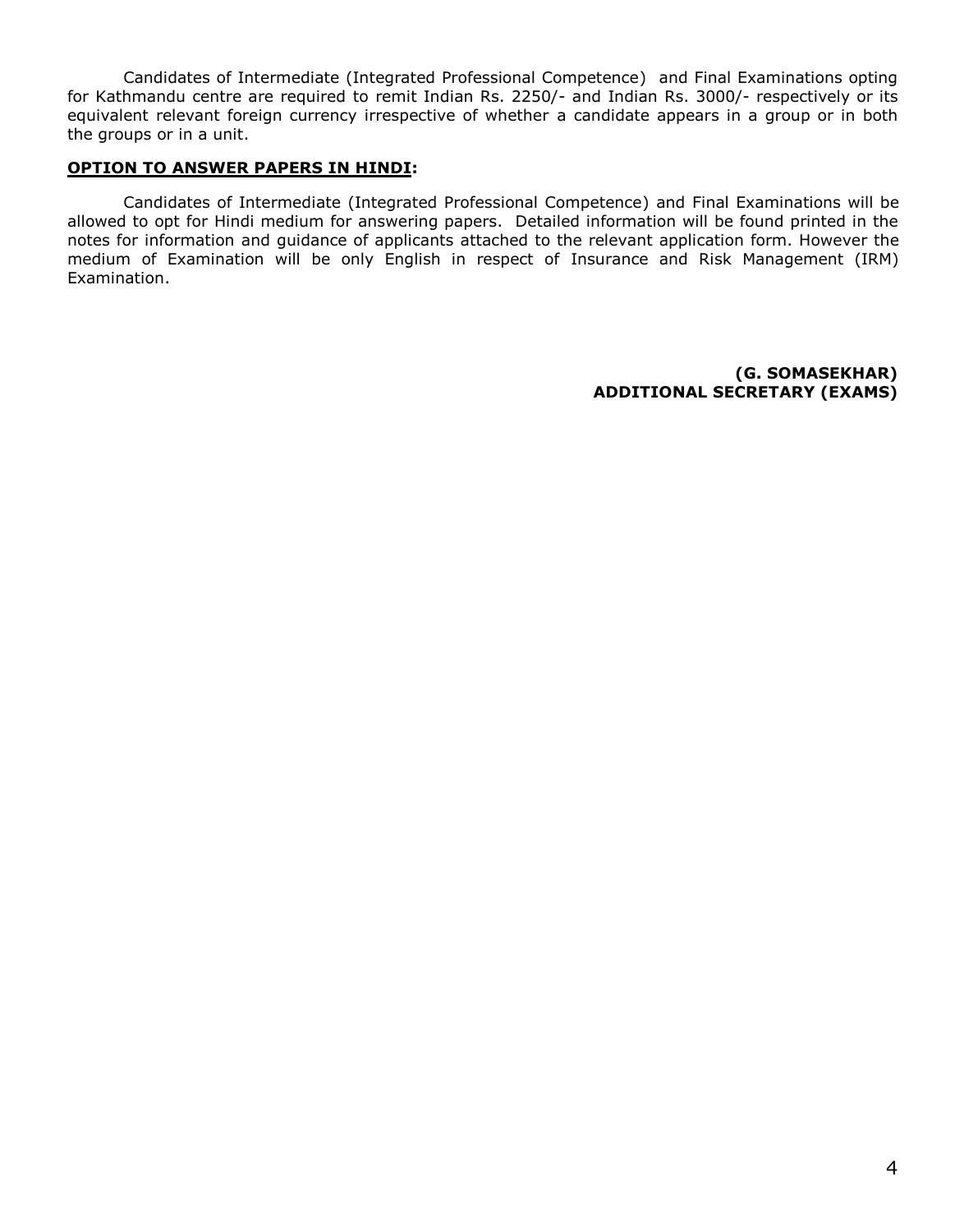Candidates of Intermediate (Integrated Professional Competence) and Final Examinations opting for Kathmandu centre are required to remit Indian Rs. 2250/- and Indian Rs. 3000/- respectively or its equivalent relevant foreign currency irrespective of whether a candidate appears in a group or in both the groups or in a unit.

**OPTION TO ANSWER PAPERS IN HINDI:**

Candidates of Intermediate (Integrated Professional Competence) and Final Examinations will be allowed to opt for Hindi medium for answering papers. Detailed information will be found printed in the notes for information and guidance of applicants attached to the relevant application form. However the medium of Examination will be only English in respect of Insurance and Risk Management (IRM) Examination.

**(G. SOMASEKHAR)**
**ADDITIONAL SECRETARY (EXAMS)**